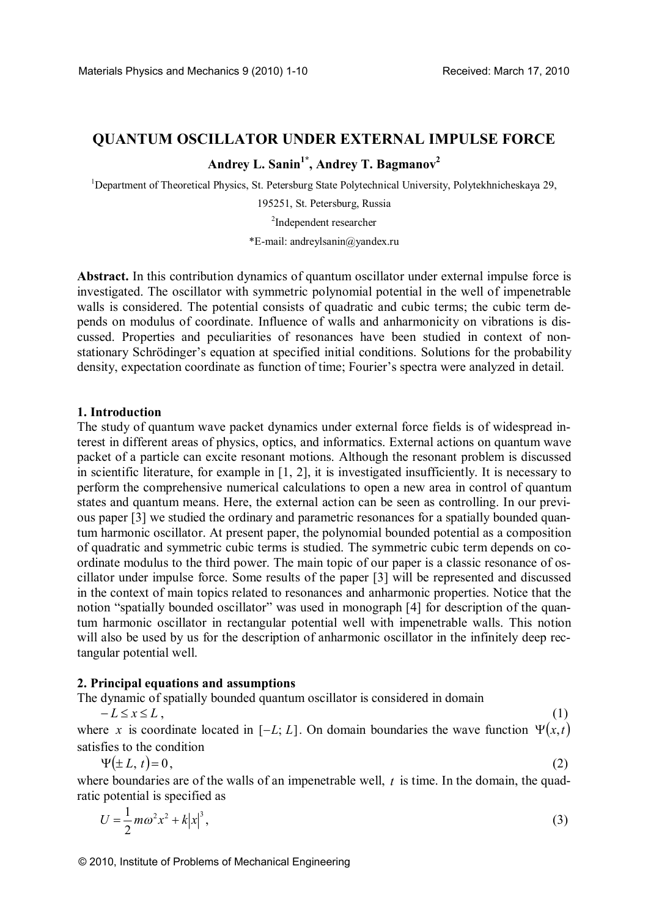# QUANTUM OSCILLATOR UNDER EXTERNAL IMPULSE FORCE

**Andrey L. Sanin[1*], Andrey T. Bagmanov[2]**

[1]Department of Theoretical Physics, St. Petersburg State Polytechnical University, Polytekhnicheskaya 29, 195251, St. Petersburg, Russia

[2]Independent researcher

*E-mail: andreylsanin@yandex.ru

**Abstract.** In this contribution dynamics of quantum oscillator under external impulse force is investigated. The oscillator with symmetric polynomial potential in the well of impenetrable walls is considered. The potential consists of quadratic and cubic terms; the cubic term depends on modulus of coordinate. Influence of walls and anharmonicity on vibrations is discussed. Properties and peculiarities of resonances have been studied in context of non-stationary Schrödinger's equation at specified initial conditions. Solutions for the probability density, expectation coordinate as function of time; Fourier's spectra were analyzed in detail.

## 1. Introduction

The study of quantum wave packet dynamics under external force fields is of widespread interest in different areas of physics, optics, and informatics. External actions on quantum wave packet of a particle can excite resonant motions. Although the resonant problem is discussed in scientific literature, for example in [1, 2], it is investigated insufficiently. It is necessary to perform the comprehensive numerical calculations to open a new area in control of quantum states and quantum means. Here, the external action can be seen as controlling. In our previous paper [3] we studied the ordinary and parametric resonances for a spatially bounded quantum harmonic oscillator. At present paper, the polynomial bounded potential as a composition of quadratic and symmetric cubic terms is studied. The symmetric cubic term depends on coordinate modulus to the third power. The main topic of our paper is a classic resonance of oscillator under impulse force. Some results of the paper [3] will be represented and discussed in the context of main topics related to resonances and anharmonic properties. Notice that the notion "spatially bounded oscillator" was used in monograph [4] for description of the quantum harmonic oscillator in rectangular potential well with impenetrable walls. This notion will also be used by us for the description of anharmonic oscillator in the infinitely deep rectangular potential well.

## 2. Principal equations and assumptions

The dynamic of spatially bounded quantum oscillator is considered in domain

$$-L \le x \le L, \tag{1}$$

where $x$ is coordinate located in $[-L; L]$. On domain boundaries the wave function $\Psi(x,t)$ satisfies to the condition

$$\Psi(\pm L, t) = 0, \tag{2}$$

where boundaries are of the walls of an impenetrable well, $t$ is time. In the domain, the quadratic potential is specified as

$$U = \frac{1}{2} m\omega^2 x^2 + k|x|^3, \tag{3}$$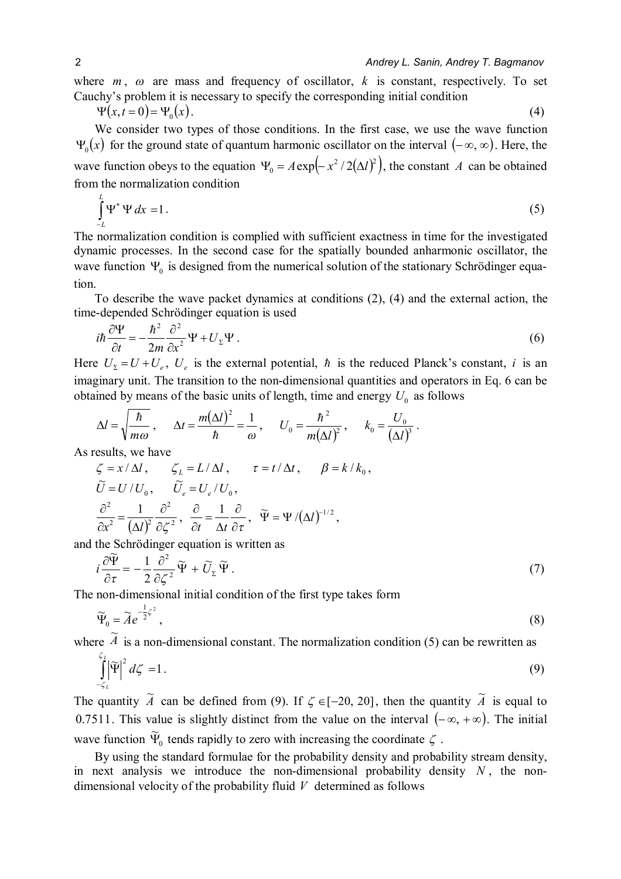where $m$, $\omega$ are mass and frequency of oscillator, $k$ is constant, respectively. To set Cauchy's problem it is necessary to specify the corresponding initial condition

$$\Psi(x, t = 0) = \Psi_0(x). \tag{4}$$

We consider two types of those conditions. In the first case, we use the wave function $\Psi_0(x)$ for the ground state of quantum harmonic oscillator on the interval $(-\infty, \infty)$. Here, the wave function obeys to the equation $\Psi_0 = A\exp\left(-x^2 / 2(\Delta l)^2\right)$, the constant $A$ can be obtained from the normalization condition

$$\int_{-L}^{L} \Psi^* \, \Psi \, dx = 1. \tag{5}$$

The normalization condition is complied with sufficient exactness in time for the investigated dynamic processes. In the second case for the spatially bounded anharmonic oscillator, the wave function $\Psi_0$ is designed from the numerical solution of the stationary Schrödinger equation.

To describe the wave packet dynamics at conditions (2), (4) and the external action, the time-depended Schrödinger equation is used

$$i\hbar\frac{\partial \Psi}{\partial t} = -\frac{\hbar^2}{2m}\frac{\partial^2}{\partial x^2}\Psi + U_\Sigma \Psi. \tag{6}$$

Here $U_\Sigma = U + U_e$, $U_e$ is the external potential, $\hbar$ is the reduced Planck's constant, $i$ is an imaginary unit. The transition to the non-dimensional quantities and operators in Eq. 6 can be obtained by means of the basic units of length, time and energy $U_0$ as follows

$$\Delta l = \sqrt{\frac{\hbar}{m\omega}}, \quad \Delta t = \frac{m(\Delta l)^2}{\hbar} = \frac{1}{\omega}, \quad U_0 = \frac{\hbar^2}{m(\Delta l)^2}, \quad k_0 = \frac{U_0}{(\Delta l)^3}.$$

As results, we have

$$\zeta = x / \Delta l, \qquad \zeta_L = L / \Delta l, \qquad \tau = t / \Delta t, \qquad \beta = k / k_0,$$

$$\widetilde{U} = U / U_0, \qquad \widetilde{U}_e = U_e / U_0,$$

$$\frac{\partial^2}{\partial x^2} = \frac{1}{(\Delta l)^2}\frac{\partial^2}{\partial \zeta^2}, \quad \frac{\partial}{\partial t} = \frac{1}{\Delta t}\frac{\partial}{\partial \tau}, \quad \widetilde{\Psi} = \Psi / (\Delta l)^{-1/2},$$

and the Schrödinger equation is written as

$$i\frac{\partial \widetilde{\Psi}}{\partial \tau} = -\frac{1}{2}\frac{\partial^2}{\partial \zeta^2}\widetilde{\Psi} + \widetilde{U}_\Sigma \widetilde{\Psi}. \tag{7}$$

The non-dimensional initial condition of the first type takes form

$$\widetilde{\Psi}_0 = \widetilde{A}e^{-\frac{1}{2}\zeta^2}, \tag{8}$$

where $\widetilde{A}$ is a non-dimensional constant. The normalization condition (5) can be rewritten as

$$\int_{-\zeta_L}^{\zeta_L} \left|\widetilde{\Psi}\right|^2 d\zeta = 1. \tag{9}$$

The quantity $\widetilde{A}$ can be defined from (9). If $\zeta \in [-20, 20]$, then the quantity $\widetilde{A}$ is equal to $0.7511$. This value is slightly distinct from the value on the interval $(-\infty, +\infty)$. The initial wave function $\widetilde{\Psi}_0$ tends rapidly to zero with increasing the coordinate $\zeta$.

By using the standard formulae for the probability density and probability stream density, in next analysis we introduce the non-dimensional probability density $N$, the non-dimensional velocity of the probability fluid $V$ determined as follows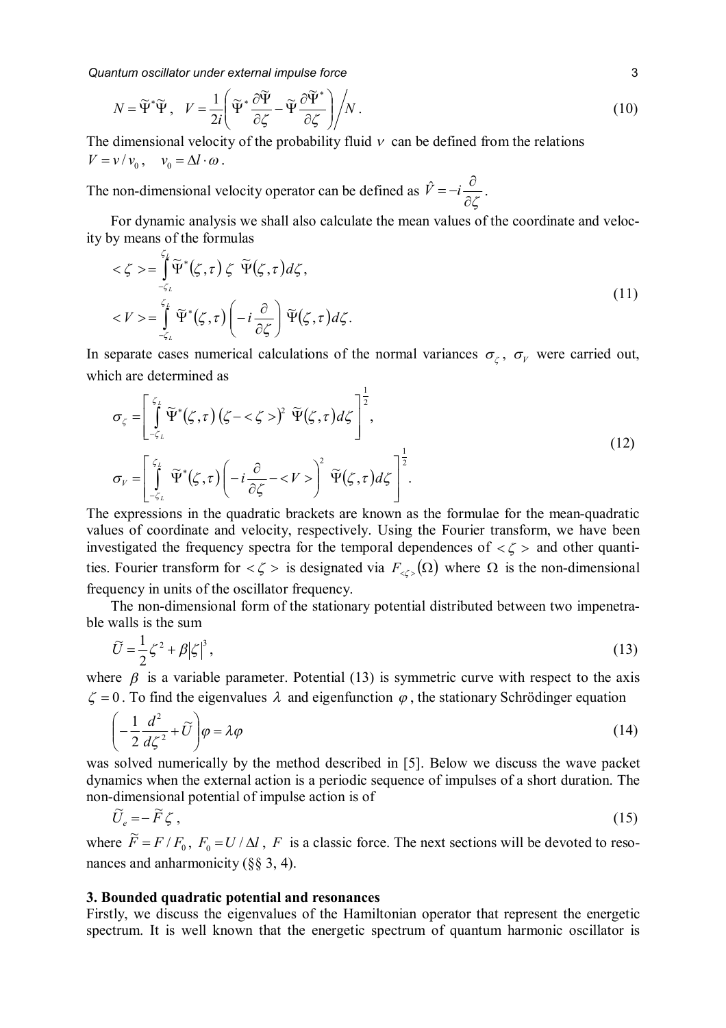$$N = \widetilde{\Psi}^* \widetilde{\Psi}, \quad V = \frac{1}{2i}\left( \widetilde{\Psi}^* \frac{\partial \widetilde{\Psi}}{\partial \zeta} - \widetilde{\Psi} \frac{\partial \widetilde{\Psi}^*}{\partial \zeta} \right) \Big/ N. \tag{10}$$

The dimensional velocity of the probability fluid $v$ can be defined from the relations $V = v / v_0, \quad v_0 = \Delta l \cdot \omega$.

The non-dimensional velocity operator can be defined as $\hat{V} = -i \dfrac{\partial}{\partial \zeta}$.

For dynamic analysis we shall also calculate the mean values of the coordinate and velocity by means of the formulas

$$\begin{aligned} <\zeta> &= \int_{-\zeta_L}^{\zeta_L} \widetilde{\Psi}^*(\zeta, \tau)\ \zeta\ \widetilde{\Psi}(\zeta, \tau) d\zeta, \\ <V> &= \int_{-\zeta_L}^{\zeta_L} \widetilde{\Psi}^*(\zeta, \tau) \left( -i \frac{\partial}{\partial \zeta} \right) \widetilde{\Psi}(\zeta, \tau) d\zeta. \end{aligned} \tag{11}$$

In separate cases numerical calculations of the normal variances $\sigma_\zeta$, $\sigma_V$ were carried out, which are determined as

$$\begin{aligned} \sigma_\zeta &= \left[ \int_{-\zeta_L}^{\zeta_L} \widetilde{\Psi}^*(\zeta, \tau) \left( \zeta - <\zeta> \right)^2\ \widetilde{\Psi}(\zeta, \tau) d\zeta \right]^{\frac{1}{2}}, \\ \sigma_V &= \left[ \int_{-\zeta_L}^{\zeta_L} \widetilde{\Psi}^*(\zeta, \tau) \left( -i \frac{\partial}{\partial \zeta} - <V> \right)^2\ \widetilde{\Psi}(\zeta, \tau) d\zeta \right]^{\frac{1}{2}}. \end{aligned} \tag{12}$$

The expressions in the quadratic brackets are known as the formulae for the mean-quadratic values of coordinate and velocity, respectively. Using the Fourier transform, we have been investigated the frequency spectra for the temporal dependences of $<\zeta>$ and other quantities. Fourier transform for $<\zeta>$ is designated via $F_{<\zeta>}(\Omega)$ where $\Omega$ is the non-dimensional frequency in units of the oscillator frequency.

The non-dimensional form of the stationary potential distributed between two impenetrable walls is the sum

$$\widetilde{U} = \frac{1}{2}\zeta^2 + \beta |\zeta|^3, \tag{13}$$

where $\beta$ is a variable parameter. Potential (13) is symmetric curve with respect to the axis $\zeta = 0$. To find the eigenvalues $\lambda$ and eigenfunction $\varphi$, the stationary Schrödinger equation

$$\left( -\frac{1}{2} \frac{d^2}{d\zeta^2} + \widetilde{U} \right) \varphi = \lambda \varphi \tag{14}$$

was solved numerically by the method described in [5]. Below we discuss the wave packet dynamics when the external action is a periodic sequence of impulses of a short duration. The non-dimensional potential of impulse action is of

$$\widetilde{U}_e = -\widetilde{F} \zeta, \tag{15}$$

where $\widetilde{F} = F / F_0$, $F_0 = U / \Delta l$, $F$ is a classic force. The next sections will be devoted to resonances and anharmonicity (§§ 3, 4).

## 3. Bounded quadratic potential and resonances

Firstly, we discuss the eigenvalues of the Hamiltonian operator that represent the energetic spectrum. It is well known that the energetic spectrum of quantum harmonic oscillator is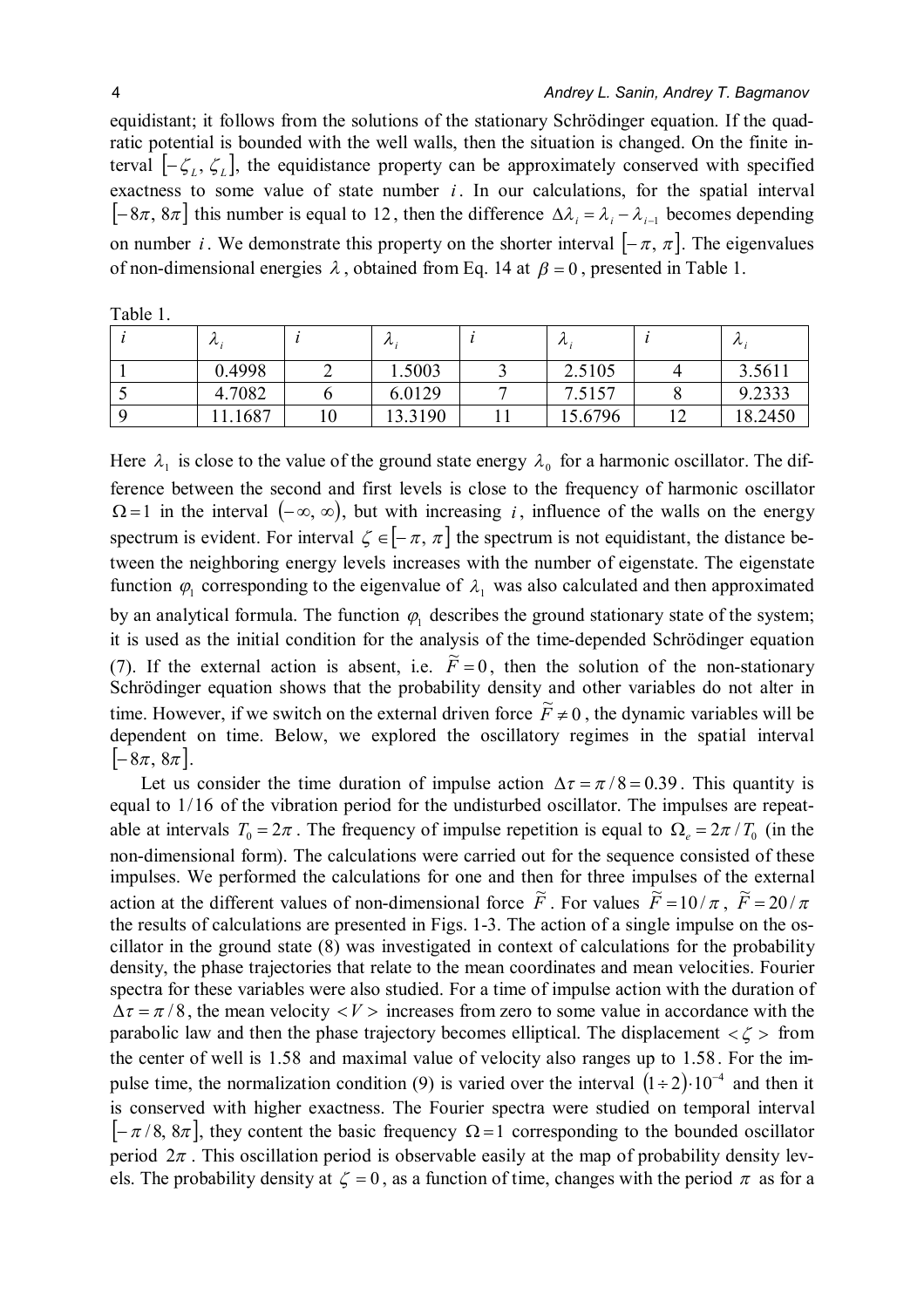equidistant; it follows from the solutions of the stationary Schrödinger equation. If the quadratic potential is bounded with the well walls, then the situation is changed. On the finite interval $[-\zeta_L, \zeta_L]$, the equidistance property can be approximately conserved with specified exactness to some value of state number $i$. In our calculations, for the spatial interval $[-8\pi, 8\pi]$ this number is equal to $12$, then the difference $\Delta\lambda_i = \lambda_i - \lambda_{i-1}$ becomes depending on number $i$. We demonstrate this property on the shorter interval $[-\pi, \pi]$. The eigenvalues of non-dimensional energies $\lambda$, obtained from Eq. 14 at $\beta = 0$, presented in Table 1.

Table 1.

| $i$ | $\lambda_i$ | $i$ | $\lambda_i$ | $i$ | $\lambda_i$ | $i$ | $\lambda_i$ |
|---|---|---|---|---|---|---|---|
| 1 | 0.4998 | 2 | 1.5003 | 3 | 2.5105 | 4 | 3.5611 |
| 5 | 4.7082 | 6 | 6.0129 | 7 | 7.5157 | 8 | 9.2333 |
| 9 | 11.1687 | 10 | 13.3190 | 11 | 15.6796 | 12 | 18.2450 |

Here $\lambda_1$ is close to the value of the ground state energy $\lambda_0$ for a harmonic oscillator. The difference between the second and first levels is close to the frequency of harmonic oscillator $\Omega = 1$ in the interval $(-\infty, \infty)$, but with increasing $i$, influence of the walls on the energy spectrum is evident. For interval $\zeta \in [-\pi, \pi]$ the spectrum is not equidistant, the distance between the neighboring energy levels increases with the number of eigenstate. The eigenstate function $\varphi_1$ corresponding to the eigenvalue of $\lambda_1$ was also calculated and then approximated by an analytical formula. The function $\varphi_1$ describes the ground stationary state of the system; it is used as the initial condition for the analysis of the time-depended Schrödinger equation (7). If the external action is absent, i.e. $\widetilde{F} = 0$, then the solution of the non-stationary Schrödinger equation shows that the probability density and other variables do not alter in time. However, if we switch on the external driven force $\widetilde{F} \neq 0$, the dynamic variables will be dependent on time. Below, we explored the oscillatory regimes in the spatial interval $[-8\pi, 8\pi]$.

Let us consider the time duration of impulse action $\Delta\tau = \pi/8 = 0.39$. This quantity is equal to $1/16$ of the vibration period for the undisturbed oscillator. The impulses are repeatable at intervals $T_0 = 2\pi$. The frequency of impulse repetition is equal to $\Omega_e = 2\pi/T_0$ (in the non-dimensional form). The calculations were carried out for the sequence consisted of these impulses. We performed the calculations for one and then for three impulses of the external action at the different values of non-dimensional force $\widetilde{F}$. For values $\widetilde{F} = 10/\pi$, $\widetilde{F} = 20/\pi$ the results of calculations are presented in Figs. 1-3. The action of a single impulse on the oscillator in the ground state (8) was investigated in context of calculations for the probability density, the phase trajectories that relate to the mean coordinates and mean velocities. Fourier spectra for these variables were also studied. For a time of impulse action with the duration of $\Delta\tau = \pi/8$, the mean velocity $<V>$ increases from zero to some value in accordance with the parabolic law and then the phase trajectory becomes elliptical. The displacement $<\zeta>$ from the center of well is $1.58$ and maximal value of velocity also ranges up to $1.58$. For the impulse time, the normalization condition (9) is varied over the interval $(1 \div 2)\cdot 10^{-4}$ and then it is conserved with higher exactness. The Fourier spectra were studied on temporal interval $[-\pi/8, 8\pi]$, they content the basic frequency $\Omega = 1$ corresponding to the bounded oscillator period $2\pi$. This oscillation period is observable easily at the map of probability density levels. The probability density at $\zeta = 0$, as a function of time, changes with the period $\pi$ as for a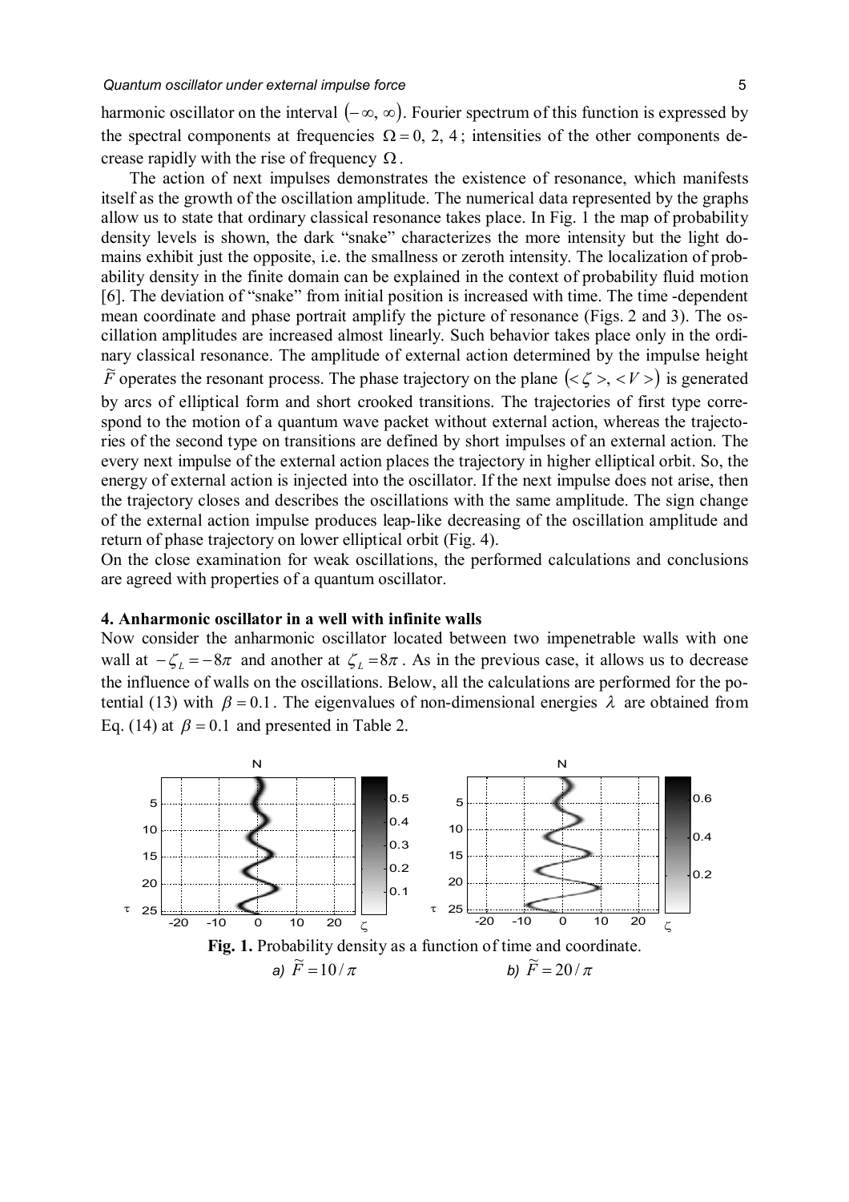harmonic oscillator on the interval $(-\infty, \infty)$. Fourier spectrum of this function is expressed by the spectral components at frequencies $\Omega = 0, 2, 4$; intensities of the other components decrease rapidly with the rise of frequency $\Omega$.

The action of next impulses demonstrates the existence of resonance, which manifests itself as the growth of the oscillation amplitude. The numerical data represented by the graphs allow us to state that ordinary classical resonance takes place. In Fig. 1 the map of probability density levels is shown, the dark "snake" characterizes the more intensity but the light domains exhibit just the opposite, i.e. the smallness or zeroth intensity. The localization of probability density in the finite domain can be explained in the context of probability fluid motion [6]. The deviation of "snake" from initial position is increased with time. The time -dependent mean coordinate and phase portrait amplify the picture of resonance (Figs. 2 and 3). The oscillation amplitudes are increased almost linearly. Such behavior takes place only in the ordinary classical resonance. The amplitude of external action determined by the impulse height $\widetilde{F}$ operates the resonant process. The phase trajectory on the plane $(<\zeta>, <V>)$ is generated by arcs of elliptical form and short crooked transitions. The trajectories of first type correspond to the motion of a quantum wave packet without external action, whereas the trajectories of the second type on transitions are defined by short impulses of an external action. The every next impulse of the external action places the trajectory in higher elliptical orbit. So, the energy of external action is injected into the oscillator. If the next impulse does not arise, then the trajectory closes and describes the oscillations with the same amplitude. The sign change of the external action impulse produces leap-like decreasing of the oscillation amplitude and return of phase trajectory on lower elliptical orbit (Fig. 4).

On the close examination for weak oscillations, the performed calculations and conclusions are agreed with properties of a quantum oscillator.

## 4. Anharmonic oscillator in a well with infinite walls

Now consider the anharmonic oscillator located between two impenetrable walls with one wall at $-\zeta_L = -8\pi$ and another at $\zeta_L = 8\pi$. As in the previous case, it allows us to decrease the influence of walls on the oscillations. Below, all the calculations are performed for the potential (13) with $\beta = 0.1$. The eigenvalues of non-dimensional energies $\lambda$ are obtained from Eq. (14) at $\beta = 0.1$ and presented in Table 2.

**Fig. 1.** Probability density as a function of time and coordinate.
*a)* $\widetilde{F} = 10/\pi$ *b)* $\widetilde{F} = 20/\pi$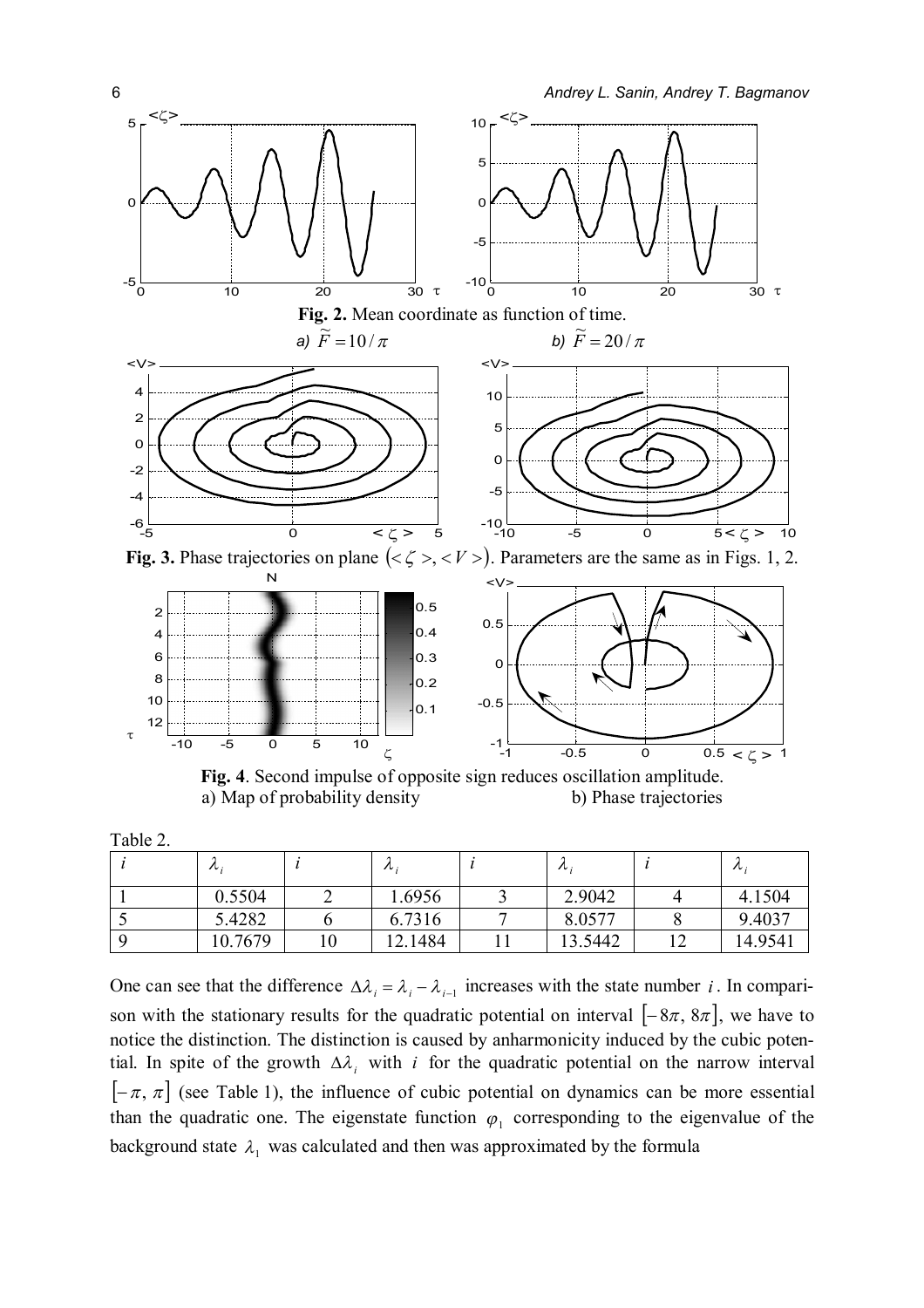**Fig. 2.** Mean coordinate as function of time.

*a)* $\widetilde{F} = 10/\pi$ *b)* $\widetilde{F} = 20/\pi$

**Fig. 3.** Phase trajectories on plane $(<\zeta>, <V>)$. Parameters are the same as in Figs. 1, 2.

**Fig. 4**. Second impulse of opposite sign reduces oscillation amplitude.
a) Map of probability density b) Phase trajectories

Table 2.

| $i$ | $\lambda_i$ | $i$ | $\lambda_i$ | $i$ | $\lambda_i$ | $i$ | $\lambda_i$ |
|---|---|---|---|---|---|---|---|
| 1 | 0.5504 | 2 | 1.6956 | 3 | 2.9042 | 4 | 4.1504 |
| 5 | 5.4282 | 6 | 6.7316 | 7 | 8.0577 | 8 | 9.4037 |
| 9 | 10.7679 | 10 | 12.1484 | 11 | 13.5442 | 12 | 14.9541 |

One can see that the difference $\Delta\lambda_i = \lambda_i - \lambda_{i-1}$ increases with the state number $i$. In comparison with the stationary results for the quadratic potential on interval $[-8\pi, 8\pi]$, we have to notice the distinction. The distinction is caused by anharmonicity induced by the cubic potential. In spite of the growth $\Delta\lambda_i$ with $i$ for the quadratic potential on the narrow interval $[-\pi, \pi]$ (see Table 1), the influence of cubic potential on dynamics can be more essential than the quadratic one. The eigenstate function $\varphi_1$ corresponding to the eigenvalue of the background state $\lambda_1$ was calculated and then was approximated by the formula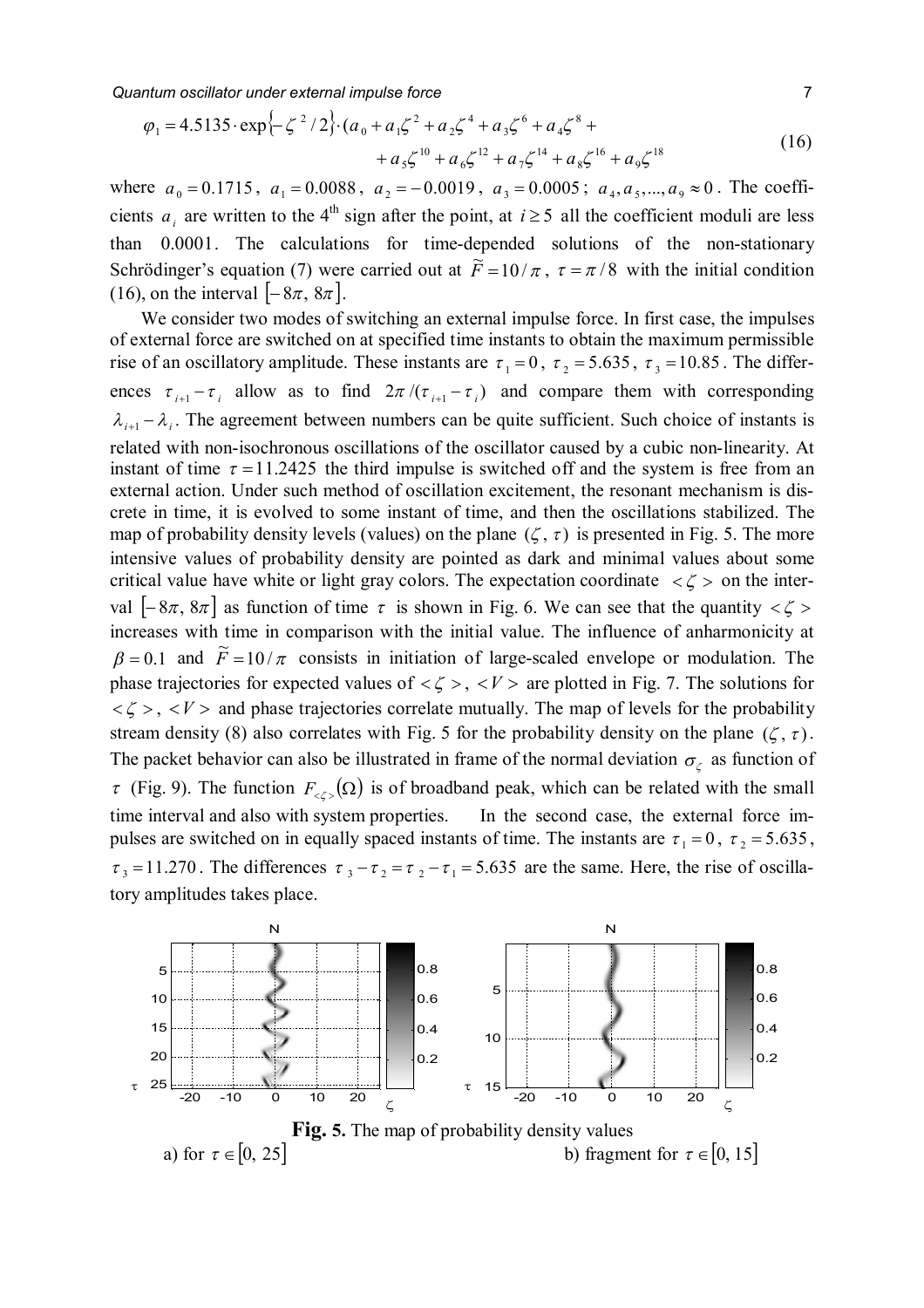$$\varphi_1 = 4.5135 \cdot \exp\{-\zeta^2/2\} \cdot (a_0 + a_1\zeta^2 + a_2\zeta^4 + a_3\zeta^6 + a_4\zeta^8 + \\ + a_5\zeta^{10} + a_6\zeta^{12} + a_7\zeta^{14} + a_8\zeta^{16} + a_9\zeta^{18} \tag{16}$$

where $a_0 = 0.1715$, $a_1 = 0.0088$, $a_2 = -0.0019$, $a_3 = 0.0005$; $a_4, a_5, ..., a_9 \approx 0$. The coefficients $a_i$ are written to the 4[th] sign after the point, at $i \geq 5$ all the coefficient moduli are less than 0.0001. The calculations for time-depended solutions of the non-stationary Schrödinger's equation (7) were carried out at $\widetilde{F} = 10/\pi$, $\tau = \pi/8$ with the initial condition (16), on the interval $[-8\pi, 8\pi]$.

We consider two modes of switching an external impulse force. In first case, the impulses of external force are switched on at specified time instants to obtain the maximum permissible rise of an oscillatory amplitude. These instants are $\tau_1 = 0$, $\tau_2 = 5.635$, $\tau_3 = 10.85$. The differences $\tau_{i+1} - \tau_i$ allow as to find $2\pi/(\tau_{i+1} - \tau_i)$ and compare them with corresponding $\lambda_{i+1} - \lambda_i$. The agreement between numbers can be quite sufficient. Such choice of instants is related with non-isochronous oscillations of the oscillator caused by a cubic non-linearity. At instant of time $\tau = 11.2425$ the third impulse is switched off and the system is free from an external action. Under such method of oscillation excitement, the resonant mechanism is discrete in time, it is evolved to some instant of time, and then the oscillations stabilized. The map of probability density levels (values) on the plane $(\zeta, \tau)$ is presented in Fig. 5. The more intensive values of probability density are pointed as dark and minimal values about some critical value have white or light gray colors. The expectation coordinate $<\zeta>$ on the interval $[-8\pi, 8\pi]$ as function of time $\tau$ is shown in Fig. 6. We can see that the quantity $<\zeta>$ increases with time in comparison with the initial value. The influence of anharmonicity at $\beta = 0.1$ and $\widetilde{F} = 10/\pi$ consists in initiation of large-scaled envelope or modulation. The phase trajectories for expected values of $<\zeta>$, $<V>$ are plotted in Fig. 7. The solutions for $<\zeta>$, $<V>$ and phase trajectories correlate mutually. The map of levels for the probability stream density (8) also correlates with Fig. 5 for the probability density on the plane $(\zeta, \tau)$. The packet behavior can also be illustrated in frame of the normal deviation $\sigma_\zeta$ as function of $\tau$ (Fig. 9). The function $F_{<\zeta>}(\Omega)$ is of broadband peak, which can be related with the small time interval and also with system properties. In the second case, the external force impulses are switched on in equally spaced instants of time. The instants are $\tau_1 = 0$, $\tau_2 = 5.635$, $\tau_3 = 11.270$. The differences $\tau_3 - \tau_2 = \tau_2 - \tau_1 = 5.635$ are the same. Here, the rise of oscillatory amplitudes takes place.

**Fig. 5.** The map of probability density values

a) for $\tau \in [0, 25]$ b) fragment for $\tau \in [0, 15]$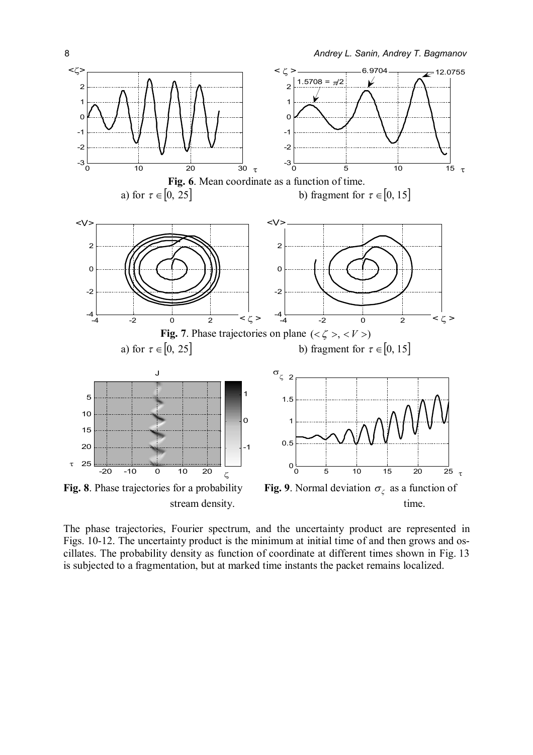**Fig. 6**. Mean coordinate as a function of time.
a) for $\tau \in [0,\ 25]$ b) fragment for $\tau \in [0,\ 15]$

**Fig. 7**. Phase trajectories on plane $(<\zeta>, <V>)$
a) for $\tau \in [0,\ 25]$ b) fragment for $\tau \in [0,\ 15]$

**Fig. 8**. Phase trajectories for a probability stream density.

**Fig. 9**. Normal deviation $\sigma_\zeta$ as a function of time.

The phase trajectories, Fourier spectrum, and the uncertainty product are represented in Figs. 10-12. The uncertainty product is the minimum at initial time of and then grows and oscillates. The probability density as function of coordinate at different times shown in Fig. 13 is subjected to a fragmentation, but at marked time instants the packet remains localized.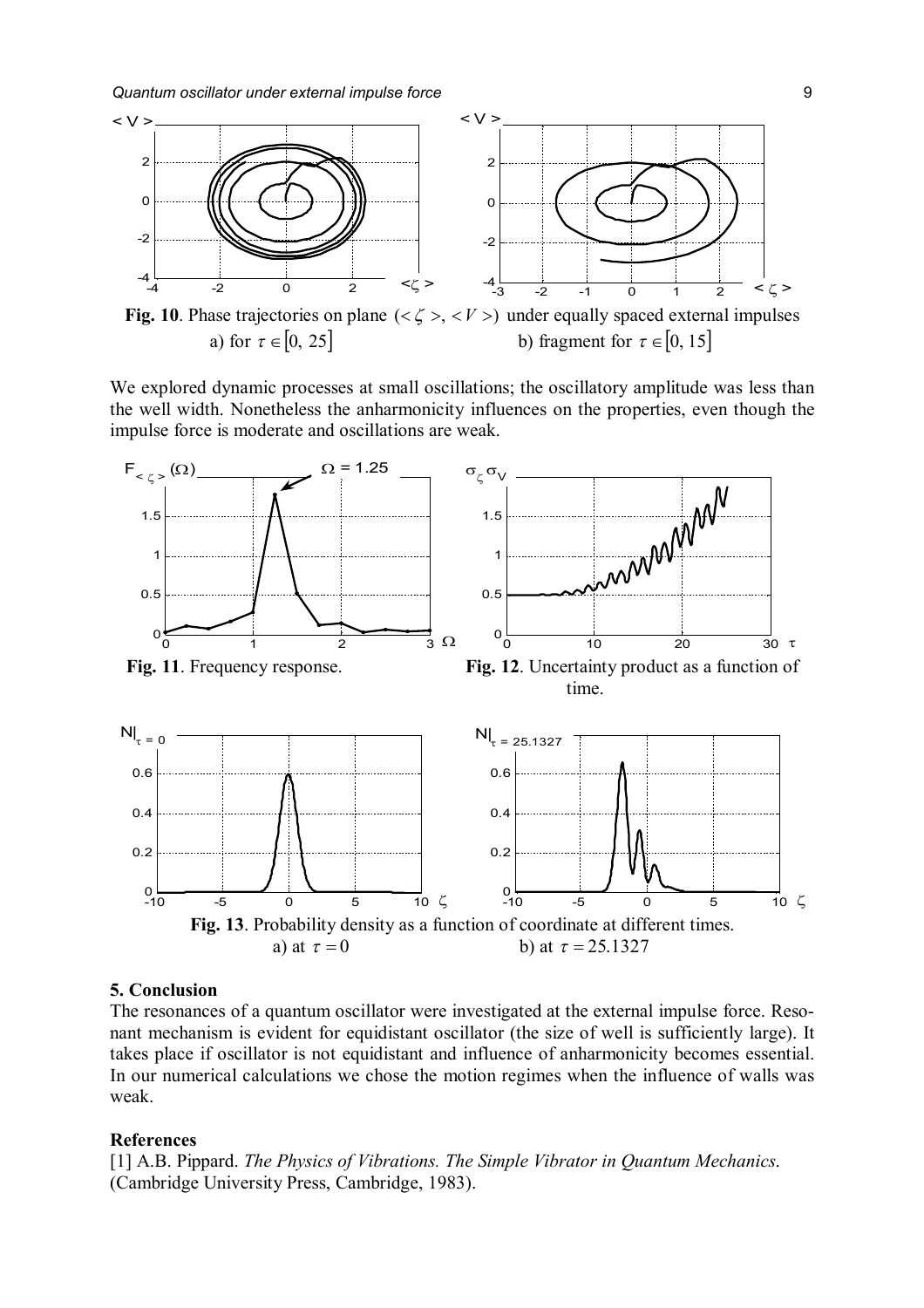**Fig. 10**. Phase trajectories on plane $(<\zeta>, <V>)$ under equally spaced external impulses
a) for $\tau \in [0, 25]$ b) fragment for $\tau \in [0, 15]$

We explored dynamic processes at small oscillations; the oscillatory amplitude was less than the well width. Nonetheless the anharmonicity influences on the properties, even though the impulse force is moderate and oscillations are weak.

**Fig. 11**. Frequency response.

**Fig. 12**. Uncertainty product as a function of time.

**Fig. 13**. Probability density as a function of coordinate at different times.
a) at $\tau = 0$ b) at $\tau = 25.1327$

## 5. Conclusion

The resonances of a quantum oscillator were investigated at the external impulse force. Resonant mechanism is evident for equidistant oscillator (the size of well is sufficiently large). It takes place if oscillator is not equidistant and influence of anharmonicity becomes essential. In our numerical calculations we chose the motion regimes when the influence of walls was weak.

## References

[1] A.B. Pippard. *The Physics of Vibrations. The Simple Vibrator in Quantum Mechanics.* (Cambridge University Press, Cambridge, 1983).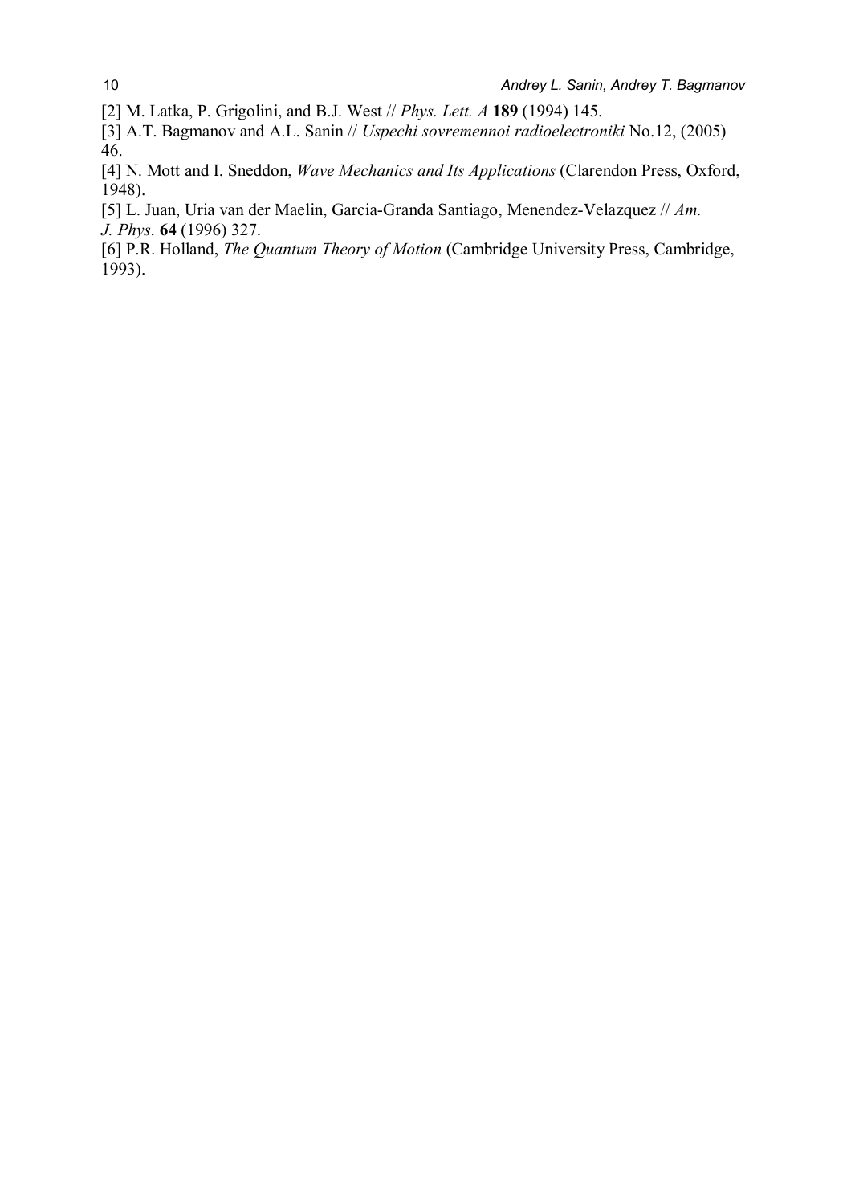[2] M. Latka, P. Grigolini, and B.J. West // *Phys. Lett. A* **189** (1994) 145.

[3] A.T. Bagmanov and A.L. Sanin // *Uspechi sovremennoi radioelectroniki* No.12, (2005) 46.

[4] N. Mott and I. Sneddon, *Wave Mechanics and Its Applications* (Clarendon Press, Oxford, 1948).

[5] L. Juan, Uria van der Maelin, Garcia-Granda Santiago, Menendez-Velazquez // *Am. J. Phys*. **64** (1996) 327.

[6] P.R. Holland, *The Quantum Theory of Motion* (Cambridge University Press, Cambridge, 1993).